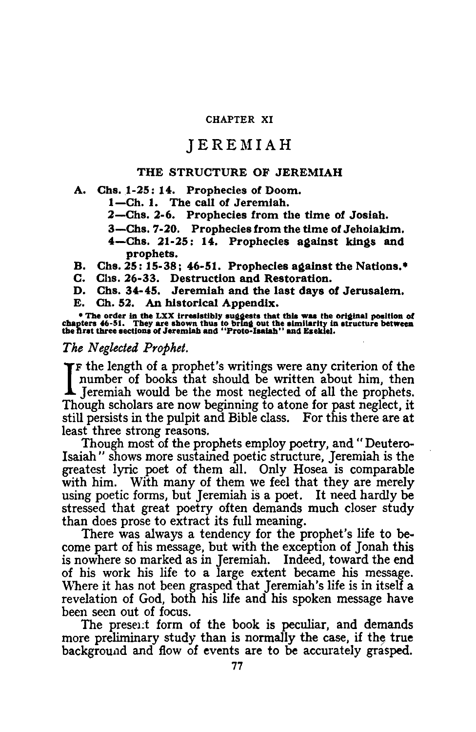CHAPTER XI

# JEREMIAH

## THE STRUCTURE OF JEREMIAH

**A. Chs. 1-25: 14. Prophecies of Doom.**
- **1—Ch. 1. The call of Jeremiah.**
- **2—Chs. 2-6. Prophecies from the time of Josiah.**
- **3—Chs. 7-20. Prophecies from the time of Jehoiakim.**
- **4—Chs. 21-25: 14. Prophecies against kings and prophets.**

**B. Chs. 25: 15-38; 46-51. Prophecies against the Nations.***

**C. Chs. 26-33. Destruction and Restoration.**

**D. Chs. 34-45. Jeremiah and the last days of Jerusalem.**

**E. Ch. 52. An historical Appendix.**

\* The order in the LXX irresistibly suggests that this was the original position of chapters 46-51. They are shown thus to bring out the similarity in structure between the first three sections of Jeremiah and "Proto-Isaiah" and Ezekiel.

### *The Neglected Prophet.*

If the length of a prophet's writings were any criterion of the number of books that should be written about him, then Jeremiah would be the most neglected of all the prophets. Though scholars are now beginning to atone for past neglect, it still persists in the pulpit and Bible class. For this there are at least three strong reasons.

Though most of the prophets employ poetry, and "Deutero-Isaiah" shows more sustained poetic structure, Jeremiah is the greatest lyric poet of them all. Only Hosea is comparable with him. With many of them we feel that they are merely using poetic forms, but Jeremiah is a poet. It need hardly be stressed that great poetry often demands much closer study than does prose to extract its full meaning.

There was always a tendency for the prophet's life to become part of his message, but with the exception of Jonah this is nowhere so marked as in Jeremiah. Indeed, toward the end of his work his life to a large extent became his message. Where it has not been grasped that Jeremiah's life is in itself a revelation of God, both his life and his spoken message have been seen out of focus.

The present form of the book is peculiar, and demands more preliminary study than is normally the case, if the true background and flow of events are to be accurately grasped.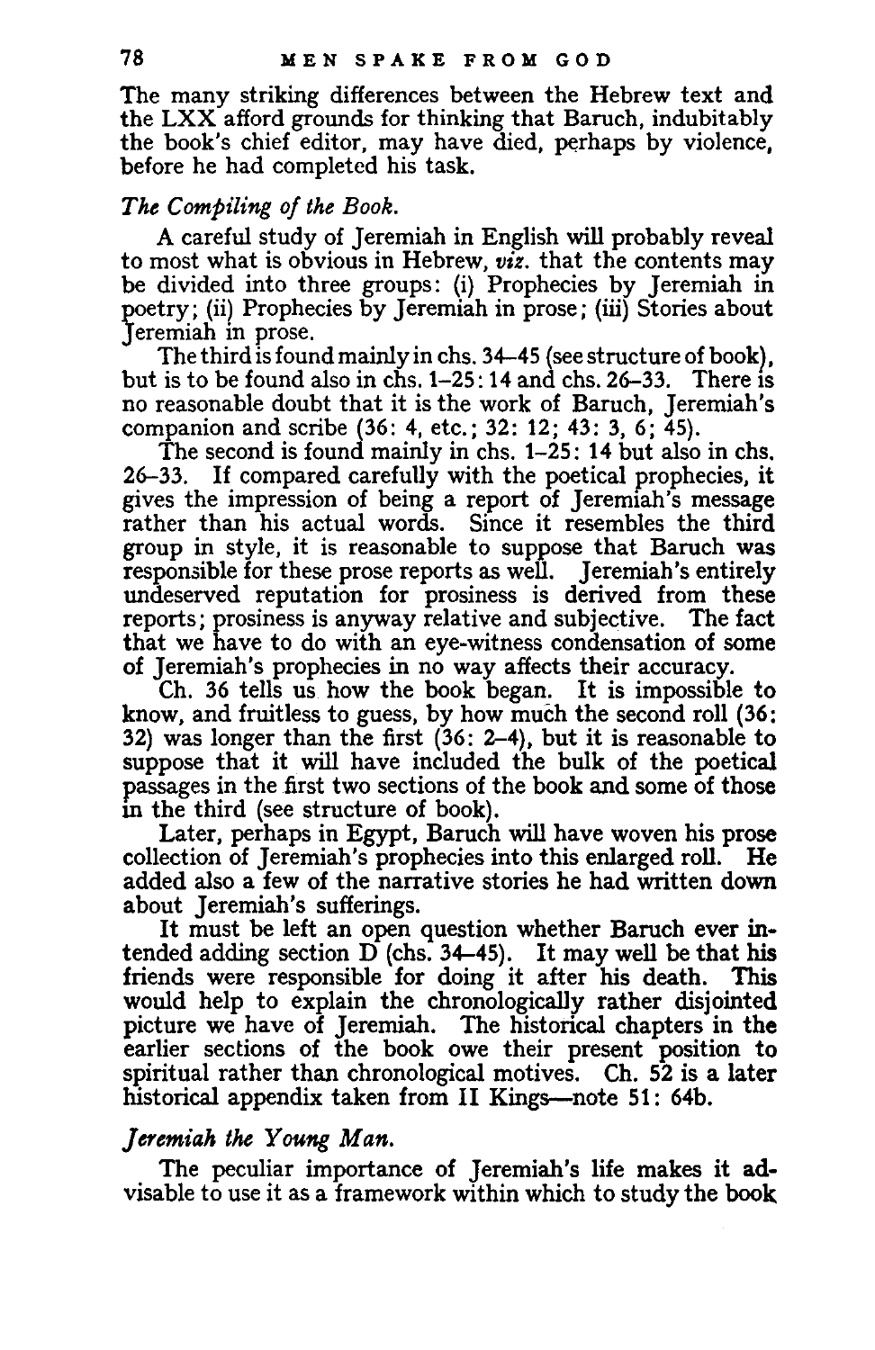The many striking differences between the Hebrew text and the LXX afford grounds for thinking that Baruch, indubitably the book's chief editor, may have died, perhaps by violence, before he had completed his task.

*The Compiling of the Book.*

A careful study of Jeremiah in English will probably reveal to most what is obvious in Hebrew, *viz.* that the contents may be divided into three groups: (i) Prophecies by Jeremiah in poetry; (ii) Prophecies by Jeremiah in prose; (iii) Stories about Jeremiah in prose.

The third is found mainly in chs. 34–45 (see structure of book), but is to be found also in chs. 1–25: 14 and chs. 26–33. There is no reasonable doubt that it is the work of Baruch, Jeremiah's companion and scribe (36: 4, etc.; 32: 12; 43: 3, 6; 45).

The second is found mainly in chs. 1–25: 14 but also in chs. 26–33. If compared carefully with the poetical prophecies, it gives the impression of being a report of Jeremiah's message rather than his actual words. Since it resembles the third group in style, it is reasonable to suppose that Baruch was responsible for these prose reports as well. Jeremiah's entirely undeserved reputation for prosiness is derived from these reports; prosiness is anyway relative and subjective. The fact that we have to do with an eye-witness condensation of some of Jeremiah's prophecies in no way affects their accuracy.

Ch. 36 tells us how the book began. It is impossible to know, and fruitless to guess, by how much the second roll (36: 32) was longer than the first (36: 2–4), but it is reasonable to suppose that it will have included the bulk of the poetical passages in the first two sections of the book and some of those in the third (see structure of book).

Later, perhaps in Egypt, Baruch will have woven his prose collection of Jeremiah's prophecies into this enlarged roll. He added also a few of the narrative stories he had written down about Jeremiah's sufferings.

It must be left an open question whether Baruch ever intended adding section D (chs. 34–45). It may well be that his friends were responsible for doing it after his death. This would help to explain the chronologically rather disjointed picture we have of Jeremiah. The historical chapters in the earlier sections of the book owe their present position to spiritual rather than chronological motives. Ch. 52 is a later historical appendix taken from II Kings—note 51: 64b.

*Jeremiah the Young Man.*

The peculiar importance of Jeremiah's life makes it advisable to use it as a framework within which to study the book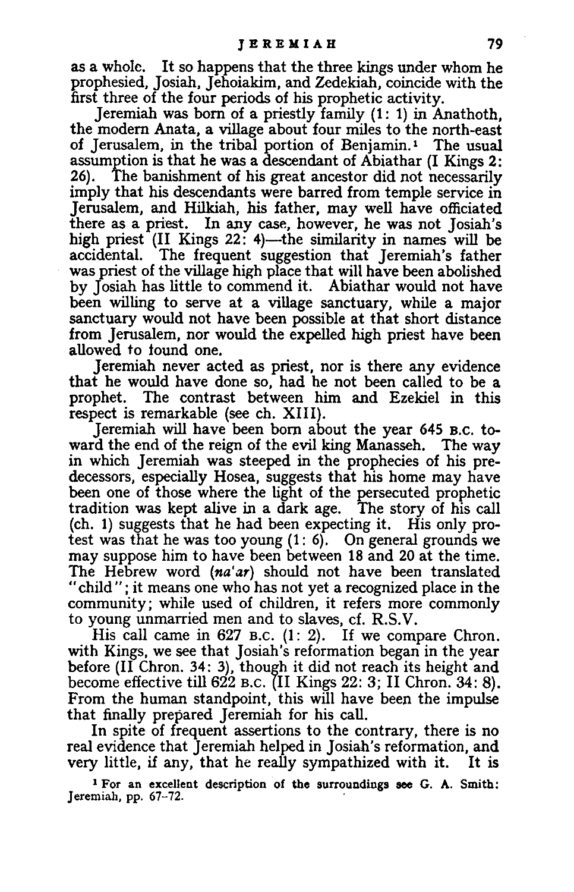as a whole. It so happens that the three kings under whom he prophesied, Josiah, Jehoiakim, and Zedekiah, coincide with the first three of the four periods of his prophetic activity.

Jeremiah was born of a priestly family (1: 1) in Anathoth, the modern Anata, a village about four miles to the north-east of Jerusalem, in the tribal portion of Benjamin.[1] The usual assumption is that he was a descendant of Abiathar (I Kings 2: 26). The banishment of his great ancestor did not necessarily imply that his descendants were barred from temple service in Jerusalem, and Hilkiah, his father, may well have officiated there as a priest. In any case, however, he was not Josiah's high priest (II Kings 22: 4)—the similarity in names will be accidental. The frequent suggestion that Jeremiah's father was priest of the village high place that will have been abolished by Josiah has little to commend it. Abiathar would not have been willing to serve at a village sanctuary, while a major sanctuary would not have been possible at that short distance from Jerusalem, nor would the expelled high priest have been allowed to found one.

Jeremiah never acted as priest, nor is there any evidence that he would have done so, had he not been called to be a prophet. The contrast between him and Ezekiel in this respect is remarkable (see ch. XIII).

Jeremiah will have been born about the year 645 B.C. toward the end of the reign of the evil king Manasseh. The way in which Jeremiah was steeped in the prophecies of his predecessors, especially Hosea, suggests that his home may have been one of those where the light of the persecuted prophetic tradition was kept alive in a dark age. The story of his call (ch. 1) suggests that he had been expecting it. His only protest was that he was too young (1: 6). On general grounds we may suppose him to have been between 18 and 20 at the time. The Hebrew word (*na'ar*) should not have been translated "child"; it means one who has not yet a recognized place in the community; while used of children, it refers more commonly to young unmarried men and to slaves, cf. R.S.V.

His call came in 627 B.C. (1: 2). If we compare Chron. with Kings, we see that Josiah's reformation began in the year before (II Chron. 34: 3), though it did not reach its height and become effective till 622 B.C. (II Kings 22: 3; II Chron. 34: 8). From the human standpoint, this will have been the impulse that finally prepared Jeremiah for his call.

In spite of frequent assertions to the contrary, there is no real evidence that Jeremiah helped in Josiah's reformation, and very little, if any, that he really sympathized with it. It is

[1] For an excellent description of the surroundings see G. A. Smith: Jeremiah, pp. 67–72.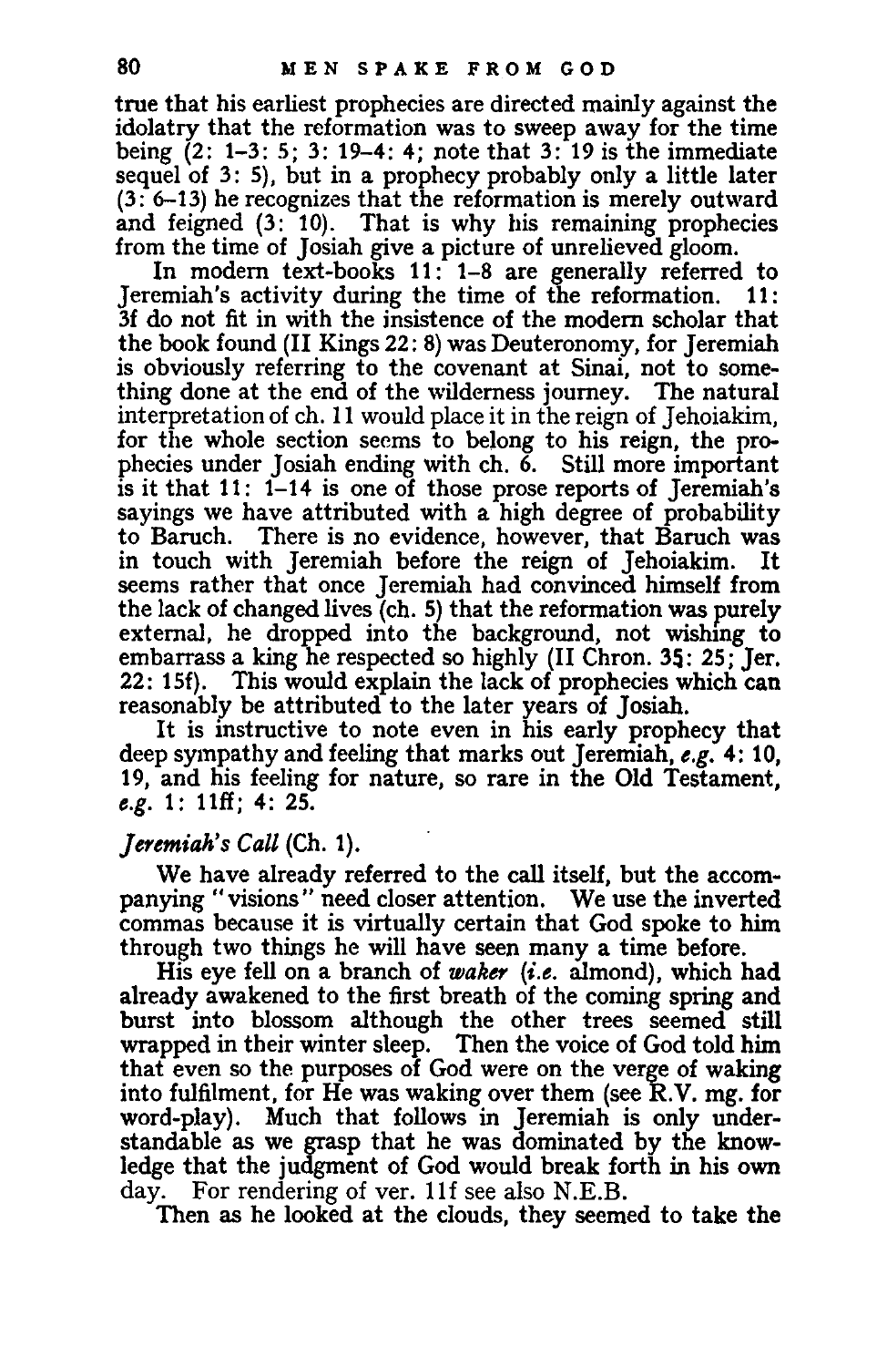true that his earliest prophecies are directed mainly against the idolatry that the reformation was to sweep away for the time being (2: 1–3: 5; 3: 19–4: 4; note that 3: 19 is the immediate sequel of 3: 5), but in a prophecy probably only a little later (3: 6–13) he recognizes that the reformation is merely outward and feigned (3: 10). That is why his remaining prophecies from the time of Josiah give a picture of unrelieved gloom.

In modern text-books 11: 1–8 are generally referred to Jeremiah's activity during the time of the reformation. 11: 3f do not fit in with the insistence of the modern scholar that the book found (II Kings 22: 8) was Deuteronomy, for Jeremiah is obviously referring to the covenant at Sinai, not to something done at the end of the wilderness journey. The natural interpretation of ch. 11 would place it in the reign of Jehoiakim, for the whole section seems to belong to his reign, the prophecies under Josiah ending with ch. 6. Still more important is it that 11: 1–14 is one of those prose reports of Jeremiah's sayings we have attributed with a high degree of probability to Baruch. There is no evidence, however, that Baruch was in touch with Jeremiah before the reign of Jehoiakim. It seems rather that once Jeremiah had convinced himself from the lack of changed lives (ch. 5) that the reformation was purely external, he dropped into the background, not wishing to embarrass a king he respected so highly (II Chron. 35: 25; Jer. 22: 15f). This would explain the lack of prophecies which can reasonably be attributed to the later years of Josiah.

It is instructive to note even in his early prophecy that deep sympathy and feeling that marks out Jeremiah, *e.g.* 4: 10, 19, and his feeling for nature, so rare in the Old Testament, *e.g.* 1: 11ff; 4: 25.

*Jeremiah's Call* (Ch. 1).

We have already referred to the call itself, but the accompanying "visions" need closer attention. We use the inverted commas because it is virtually certain that God spoke to him through two things he will have seen many a time before.

His eye fell on a branch of *waker* (*i.e.* almond), which had already awakened to the first breath of the coming spring and burst into blossom although the other trees seemed still wrapped in their winter sleep. Then the voice of God told him that even so the purposes of God were on the verge of waking into fulfilment, for He was waking over them (see R.V. mg. for word-play). Much that follows in Jeremiah is only understandable as we grasp that he was dominated by the knowledge that the judgment of God would break forth in his own day. For rendering of ver. 11f see also N.E.B.

Then as he looked at the clouds, they seemed to take the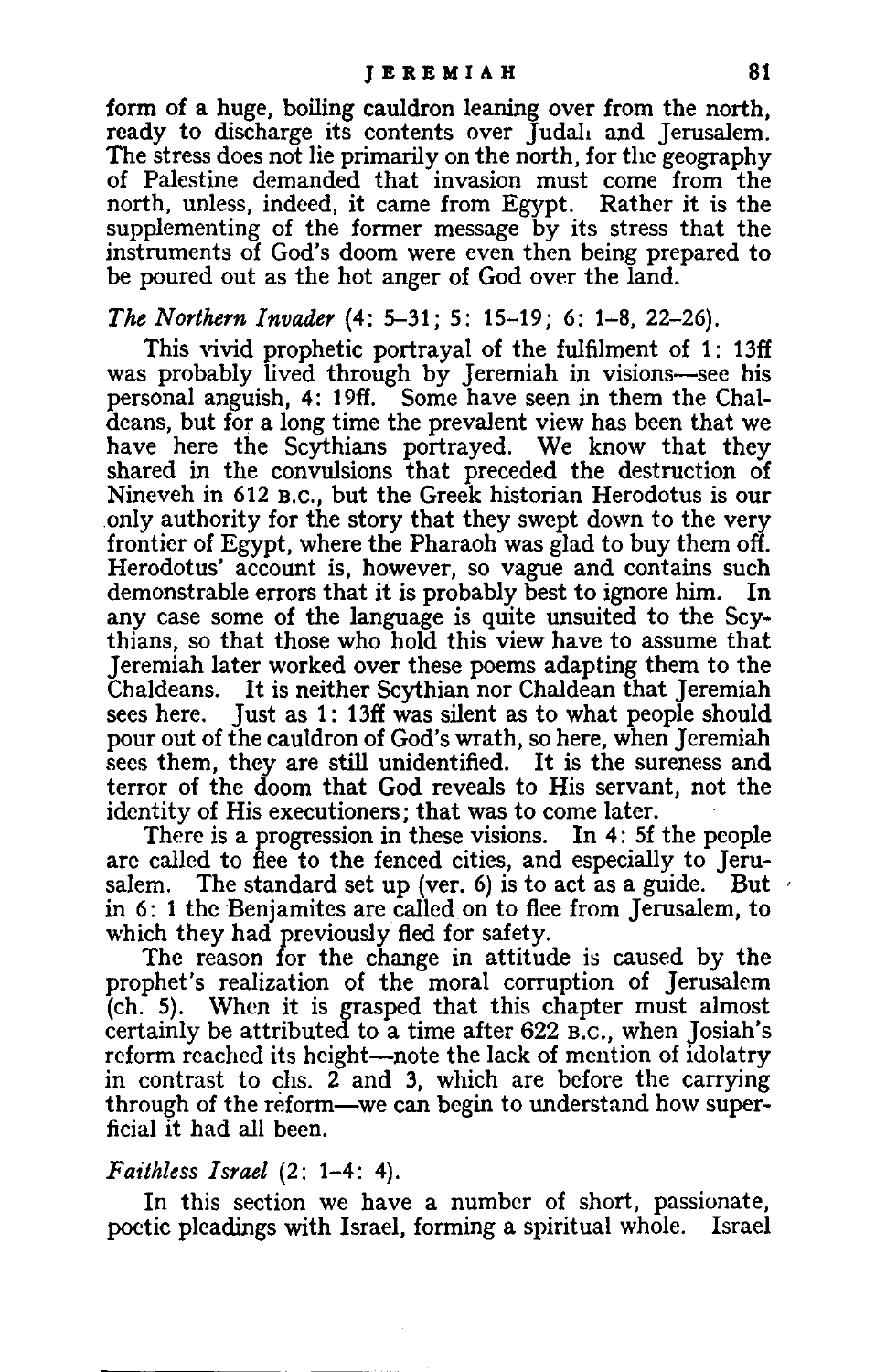form of a huge, boiling cauldron leaning over from the north, ready to discharge its contents over Judah and Jerusalem. The stress does not lie primarily on the north, for the geography of Palestine demanded that invasion must come from the north, unless, indeed, it came from Egypt. Rather it is the supplementing of the former message by its stress that the instruments of God's doom were even then being prepared to be poured out as the hot anger of God over the land.

*The Northern Invader* (4: 5–31; 5: 15–19; 6: 1–8, 22–26).

This vivid prophetic portrayal of the fulfilment of 1: 13ff was probably lived through by Jeremiah in visions—see his personal anguish, 4: 19ff. Some have seen in them the Chaldeans, but for a long time the prevalent view has been that we have here the Scythians portrayed. We know that they shared in the convulsions that preceded the destruction of Nineveh in 612 B.C., but the Greek historian Herodotus is our only authority for the story that they swept down to the very frontier of Egypt, where the Pharaoh was glad to buy them off. Herodotus' account is, however, so vague and contains such demonstrable errors that it is probably best to ignore him. In any case some of the language is quite unsuited to the Scythians, so that those who hold this view have to assume that Jeremiah later worked over these poems adapting them to the Chaldeans. It is neither Scythian nor Chaldean that Jeremiah sees here. Just as 1: 13ff was silent as to what people should pour out of the cauldron of God's wrath, so here, when Jeremiah sees them, they are still unidentified. It is the sureness and terror of the doom that God reveals to His servant, not the identity of His executioners; that was to come later.

There is a progression in these visions. In 4: 5f the people are called to flee to the fenced cities, and especially to Jerusalem. The standard set up (ver. 6) is to act as a guide. But in 6: 1 the Benjamites are called on to flee from Jerusalem, to which they had previously fled for safety.

The reason for the change in attitude is caused by the prophet's realization of the moral corruption of Jerusalem (ch. 5). When it is grasped that this chapter must almost certainly be attributed to a time after 622 B.C., when Josiah's reform reached its height—note the lack of mention of idolatry in contrast to chs. 2 and 3, which are before the carrying through of the reform—we can begin to understand how superficial it had all been.

*Faithless Israel* (2: 1–4: 4).

In this section we have a number of short, passionate, poetic pleadings with Israel, forming a spiritual whole. Israel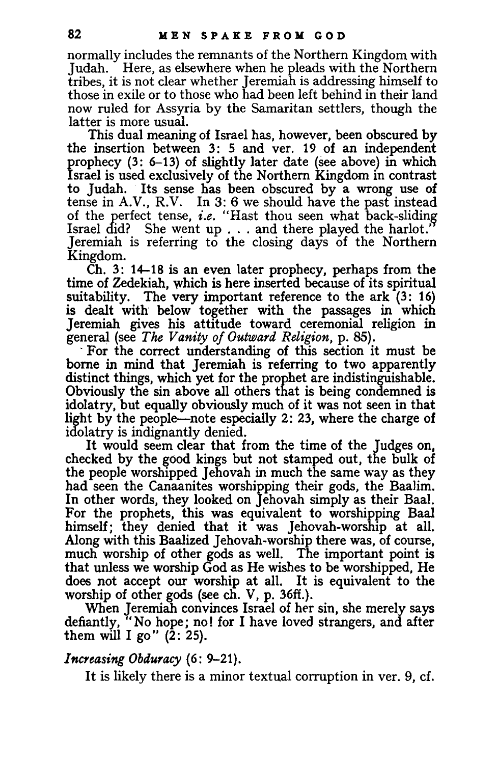normally includes the remnants of the Northern Kingdom with Judah. Here, as elsewhere when he pleads with the Northern tribes, it is not clear whether Jeremiah is addressing himself to those in exile or to those who had been left behind in their land now ruled for Assyria by the Samaritan settlers, though the latter is more usual.

This dual meaning of Israel has, however, been obscured by the insertion between 3: 5 and ver. 19 of an independent prophecy (3: 6–13) of slightly later date (see above) in which Israel is used exclusively of the Northern Kingdom in contrast to Judah. Its sense has been obscured by a wrong use of tense in A.V., R.V. In 3: 6 we should have the past instead of the perfect tense, *i.e.* "Hast thou seen what back-sliding Israel did? She went up . . . and there played the harlot." Jeremiah is referring to the closing days of the Northern Kingdom.

Ch. 3: 14–18 is an even later prophecy, perhaps from the time of Zedekiah, which is here inserted because of its spiritual suitability. The very important reference to the ark (3: 16) is dealt with below together with the passages in which Jeremiah gives his attitude toward ceremonial religion in general (see *The Vanity of Outward Religion*, p. 85).

For the correct understanding of this section it must be borne in mind that Jeremiah is referring to two apparently distinct things, which yet for the prophet are indistinguishable. Obviously the sin above all others that is being condemned is idolatry, but equally obviously much of it was not seen in that light by the people—note especially 2: 23, where the charge of idolatry is indignantly denied.

It would seem clear that from the time of the Judges on, checked by the good kings but not stamped out, the bulk of the people worshipped Jehovah in much the same way as they had seen the Canaanites worshipping their gods, the Baalim. In other words, they looked on Jehovah simply as their Baal. For the prophets, this was equivalent to worshipping Baal himself; they denied that it was Jehovah-worship at all. Along with this Baalized Jehovah-worship there was, of course, much worship of other gods as well. The important point is that unless we worship God as He wishes to be worshipped, He does not accept our worship at all. It is equivalent to the worship of other gods (see ch. V, p. 36ff.).

When Jeremiah convinces Israel of her sin, she merely says defiantly, "No hope; no! for I have loved strangers, and after them will I go" (2: 25).

### *Increasing Obduracy* (6: 9–21).

It is likely there is a minor textual corruption in ver. 9, cf.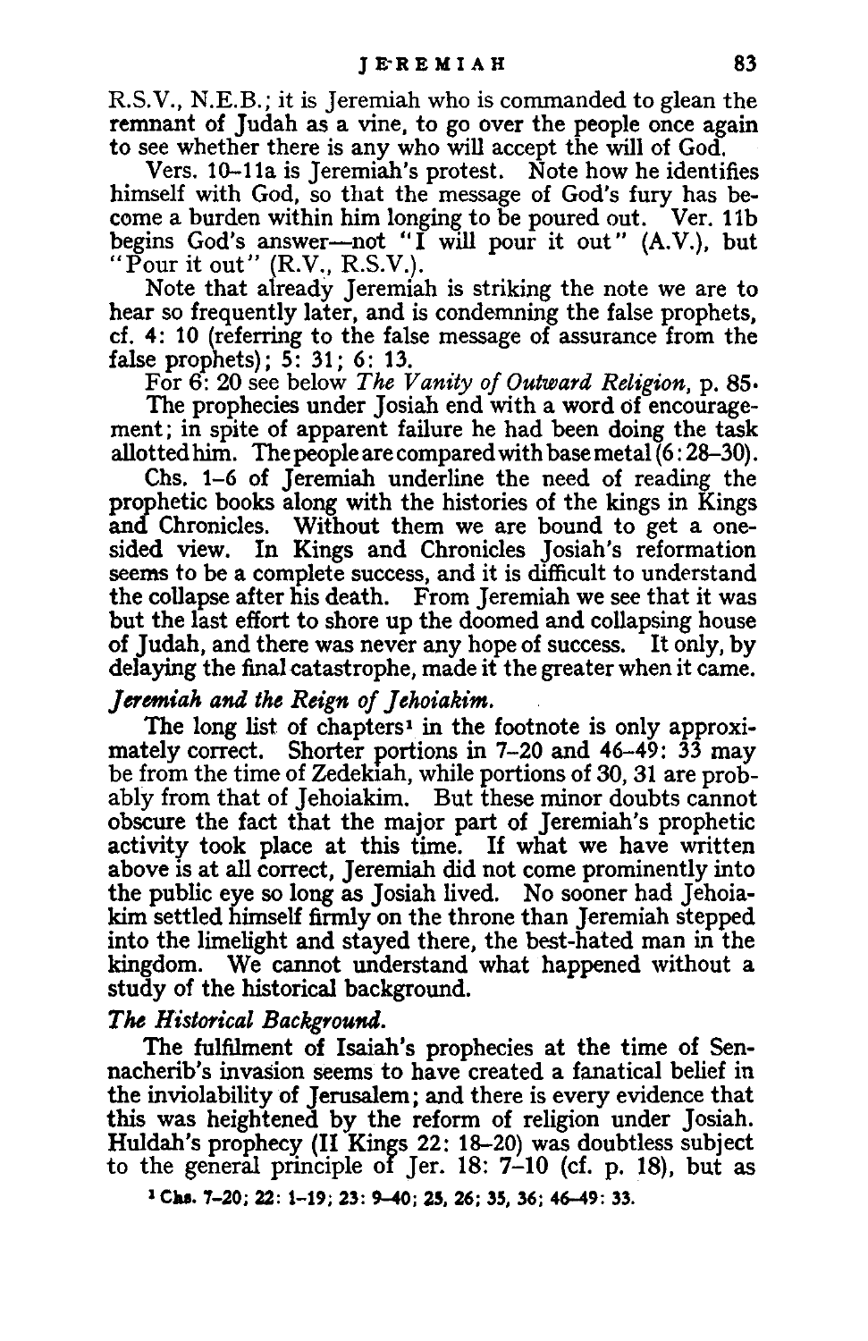R.S.V., N.E.B.; it is Jeremiah who is commanded to glean the remnant of Judah as a vine, to go over the people once again to see whether there is any who will accept the will of God.

Vers. 10–11a is Jeremiah's protest. Note how he identifies himself with God, so that the message of God's fury has become a burden within him longing to be poured out. Ver. 11b begins God's answer—not "I will pour it out" (A.V.), but "Pour it out" (R.V., R.S.V.).

Note that already Jeremiah is striking the note we are to hear so frequently later, and is condemning the false prophets, cf. 4: 10 (referring to the false message of assurance from the false prophets); 5: 31; 6: 13.

For 6: 20 see below *The Vanity of Outward Religion*, p. 85.

The prophecies under Josiah end with a word of encouragement; in spite of apparent failure he had been doing the task allotted him. The people are compared with base metal (6: 28–30).

Chs. 1–6 of Jeremiah underline the need of reading the prophetic books along with the histories of the kings in Kings and Chronicles. Without them we are bound to get a one-sided view. In Kings and Chronicles Josiah's reformation seems to be a complete success, and it is difficult to understand the collapse after his death. From Jeremiah we see that it was but the last effort to shore up the doomed and collapsing house of Judah, and there was never any hope of success. It only, by delaying the final catastrophe, made it the greater when it came.

### *Jeremiah and the Reign of Jehoiakim.*

The long list of chapters[1] in the footnote is only approximately correct. Shorter portions in 7–20 and 46–49: 33 may be from the time of Zedekiah, while portions of 30, 31 are probably from that of Jehoiakim. But these minor doubts cannot obscure the fact that the major part of Jeremiah's prophetic activity took place at this time. If what we have written above is at all correct, Jeremiah did not come prominently into the public eye so long as Josiah lived. No sooner had Jehoiakim settled himself firmly on the throne than Jeremiah stepped into the limelight and stayed there, the best-hated man in the kingdom. We cannot understand what happened without a study of the historical background.

### *The Historical Background.*

The fulfilment of Isaiah's prophecies at the time of Sennacherib's invasion seems to have created a fanatical belief in the inviolability of Jerusalem; and there is every evidence that this was heightened by the reform of religion under Josiah. Huldah's prophecy (II Kings 22: 18–20) was doubtless subject to the general principle of Jer. 18: 7–10 (cf. p. 18), but as

[1] Chs. 7–20; 22: 1–19; 23: 9–40; 25, 26; 35, 36; 46–49: 33.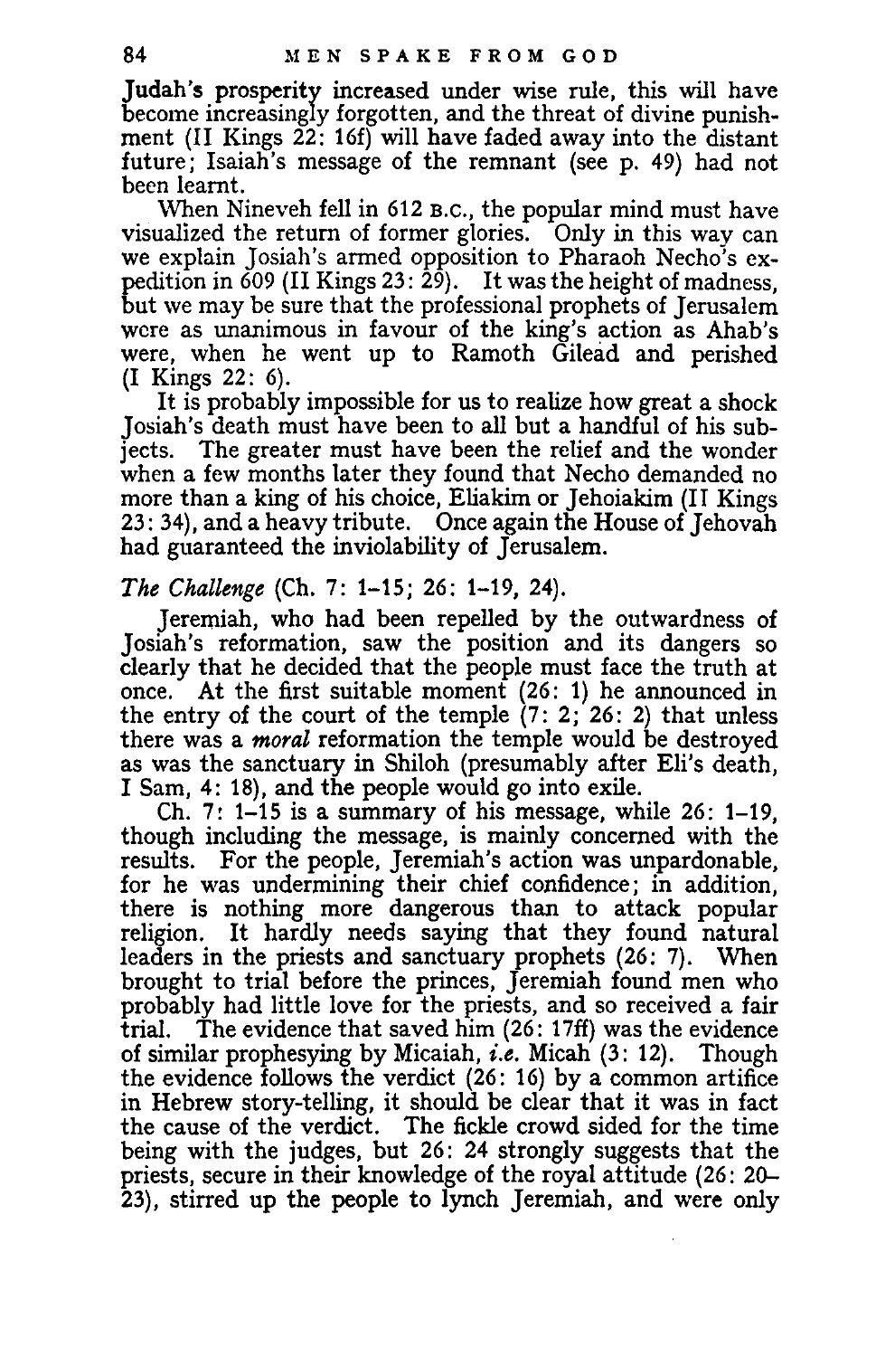Judah's prosperity increased under wise rule, this will have become increasingly forgotten, and the threat of divine punishment (II Kings 22: 16f) will have faded away into the distant future; Isaiah's message of the remnant (see p. 49) had not been learnt.

When Nineveh fell in 612 B.C., the popular mind must have visualized the return of former glories. Only in this way can we explain Josiah's armed opposition to Pharaoh Necho's expedition in 609 (II Kings 23: 29). It was the height of madness, but we may be sure that the professional prophets of Jerusalem were as unanimous in favour of the king's action as Ahab's were, when he went up to Ramoth Gilead and perished (I Kings 22: 6).

It is probably impossible for us to realize how great a shock Josiah's death must have been to all but a handful of his subjects. The greater must have been the relief and the wonder when a few months later they found that Necho demanded no more than a king of his choice, Eliakim or Jehoiakim (II Kings 23: 34), and a heavy tribute. Once again the House of Jehovah had guaranteed the inviolability of Jerusalem.

*The Challenge* (Ch. 7: 1–15; 26: 1–19, 24).

Jeremiah, who had been repelled by the outwardness of Josiah's reformation, saw the position and its dangers so clearly that he decided that the people must face the truth at once. At the first suitable moment (26: 1) he announced in the entry of the court of the temple (7: 2; 26: 2) that unless there was a *moral* reformation the temple would be destroyed as was the sanctuary in Shiloh (presumably after Eli's death, I Sam, 4: 18), and the people would go into exile.

Ch. 7: 1–15 is a summary of his message, while 26: 1–19, though including the message, is mainly concerned with the results. For the people, Jeremiah's action was unpardonable, for he was undermining their chief confidence; in addition, there is nothing more dangerous than to attack popular religion. It hardly needs saying that they found natural leaders in the priests and sanctuary prophets (26: 7). When brought to trial before the princes, Jeremiah found men who probably had little love for the priests, and so received a fair trial. The evidence that saved him (26: 17ff) was the evidence of similar prophesying by Micaiah, *i.e.* Micah (3: 12). Though the evidence follows the verdict (26: 16) by a common artifice in Hebrew story-telling, it should be clear that it was in fact the cause of the verdict. The fickle crowd sided for the time being with the judges, but 26: 24 strongly suggests that the priests, secure in their knowledge of the royal attitude (26: 20–23), stirred up the people to lynch Jeremiah, and were only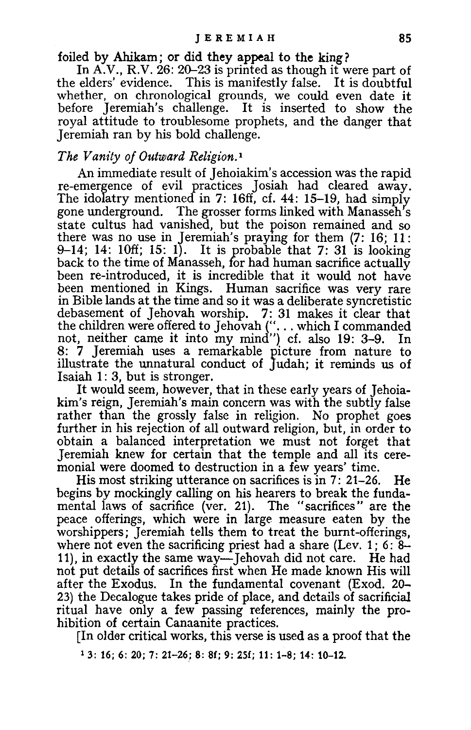foiled by Ahikam; or did they appeal to the king?

In A.V., R.V. 26: 20–23 is printed as though it were part of the elders' evidence. This is manifestly false. It is doubtful whether, on chronological grounds, we could even date it before Jeremiah's challenge. It is inserted to show the royal attitude to troublesome prophets, and the danger that Jeremiah ran by his bold challenge.

### *The Vanity of Outward Religion.*[1]

An immediate result of Jehoiakim's accession was the rapid re-emergence of evil practices Josiah had cleared away. The idolatry mentioned in 7: 16ff, cf. 44: 15–19, had simply gone underground. The grosser forms linked with Manasseh's state cultus had vanished, but the poison remained and so there was no use in Jeremiah's praying for them (7: 16; 11: 9–14; 14: 10ff; 15: 1). It is probable that 7: 31 is looking back to the time of Manasseh, for had human sacrifice actually been re-introduced, it is incredible that it would not have been mentioned in Kings. Human sacrifice was very rare in Bible lands at the time and so it was a deliberate syncretistic debasement of Jehovah worship. 7: 31 makes it clear that the children were offered to Jehovah (". . . which I commanded not, neither came it into my mind") cf. also 19: 3–9. In 8: 7 Jeremiah uses a remarkable picture from nature to illustrate the unnatural conduct of Judah; it reminds us of Isaiah 1: 3, but is stronger.

It would seem, however, that in these early years of Jehoiakim's reign, Jeremiah's main concern was with the subtly false rather than the grossly false in religion. No prophet goes further in his rejection of all outward religion, but, in order to obtain a balanced interpretation we must not forget that Jeremiah knew for certain that the temple and all its ceremonial were doomed to destruction in a few years' time.

His most striking utterance on sacrifices is in 7: 21–26. He begins by mockingly calling on his hearers to break the fundamental laws of sacrifice (ver. 21). The "sacrifices" are the peace offerings, which were in large measure eaten by the worshippers; Jeremiah tells them to treat the burnt-offerings, where not even the sacrificing priest had a share (Lev. 1; 6: 8–11), in exactly the same way—Jehovah did not care. He had not put details of sacrifices first when He made known His will after the Exodus. In the fundamental covenant (Exod. 20–23) the Decalogue takes pride of place, and details of sacrificial ritual have only a few passing references, mainly the prohibition of certain Canaanite practices.

[In older critical works, this verse is used as a proof that the

[1] 3: 16; 6: 20; 7: 21–26; 8: 8f; 9: 25f; 11: 1–8; 14: 10–12.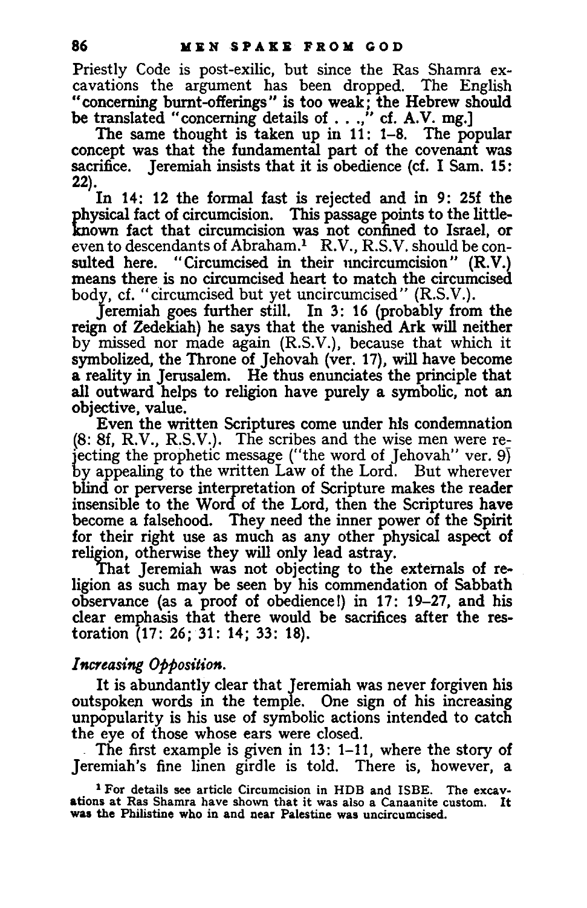Priestly Code is post-exilic, but since the Ras Shamra excavations the argument has been dropped. The English "concerning burnt-offerings" is too weak; the Hebrew should be translated "concerning details of . . .," cf. A.V. mg.]

The same thought is taken up in 11: 1–8. The popular concept was that the fundamental part of the covenant was sacrifice. Jeremiah insists that it is obedience (cf. I Sam. 15: 22).

In 14: 12 the formal fast is rejected and in 9: 25f the physical fact of circumcision. This passage points to the little-known fact that circumcision was not confined to Israel, or even to descendants of Abraham.[1] R.V., R.S.V. should be consulted here. "Circumcised in their uncircumcision" (R.V.) means there is no circumcised heart to match the circumcised body, cf. "circumcised but yet uncircumcised" (R.S.V.).

Jeremiah goes further still. In 3: 16 (probably from the reign of Zedekiah) he says that the vanished Ark will neither by missed nor made again (R.S.V.), because that which it symbolized, the Throne of Jehovah (ver. 17), will have become a reality in Jerusalem. He thus enunciates the principle that all outward helps to religion have purely a symbolic, not an objective, value.

Even the written Scriptures come under his condemnation (8: 8f, R.V., R.S.V.). The scribes and the wise men were rejecting the prophetic message ("the word of Jehovah" ver. 9) by appealing to the written Law of the Lord. But wherever blind or perverse interpretation of Scripture makes the reader insensible to the Word of the Lord, then the Scriptures have become a falsehood. They need the inner power of the Spirit for their right use as much as any other physical aspect of religion, otherwise they will only lead astray.

That Jeremiah was not objecting to the externals of religion as such may be seen by his commendation of Sabbath observance (as a proof of obedience!) in 17: 19–27, and his clear emphasis that there would be sacrifices after the restoration (17: 26; 31: 14; 33: 18).

### *Increasing Opposition.*

It is abundantly clear that Jeremiah was never forgiven his outspoken words in the temple. One sign of his increasing unpopularity is his use of symbolic actions intended to catch the eye of those whose ears were closed.

The first example is given in 13: 1–11, where the story of Jeremiah's fine linen girdle is told. There is, however, a

[1] For details see article Circumcision in HDB and ISBE. The excavations at Ras Shamra have shown that it was also a Canaanite custom. It was the Philistine who in and near Palestine was uncircumcised.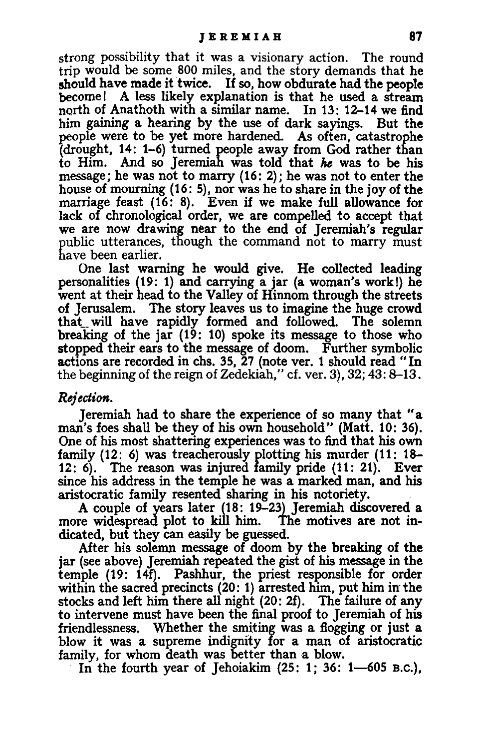strong possibility that it was a visionary action. The round trip would be some 800 miles, and the story demands that he should have made it twice. If so, how obdurate had the people become! A less likely explanation is that he used a stream north of Anathoth with a similar name. In 13: 12–14 we find him gaining a hearing by the use of dark sayings. But the people were to be yet more hardened. As often, catastrophe (drought, 14: 1–6) turned people away from God rather than to Him. And so Jeremiah was told that *he* was to be his message; he was not to marry (16: 2); he was not to enter the house of mourning (16: 5), nor was he to share in the joy of the marriage feast (16: 8). Even if we make full allowance for lack of chronological order, we are compelled to accept that we are now drawing near to the end of Jeremiah's regular public utterances, though the command not to marry must have been earlier.

One last warning he would give. He collected leading personalities (19: 1) and carrying a jar (a woman's work!) he went at their head to the Valley of Hinnom through the streets of Jerusalem. The story leaves us to imagine the huge crowd that will have rapidly formed and followed. The solemn breaking of the jar (19: 10) spoke its message to those who stopped their ears to the message of doom. Further symbolic actions are recorded in chs. 35, 27 (note ver. 1 should read "In the beginning of the reign of Zedekiah," cf. ver. 3), 32; 43: 8–13.

*Rejection.*

Jeremiah had to share the experience of so many that "a man's foes shall be they of his own household" (Matt. 10: 36). One of his most shattering experiences was to find that his own family (12: 6) was treacherously plotting his murder (11: 18–12: 6). The reason was injured family pride (11: 21). Ever since his address in the temple he was a marked man, and his aristocratic family resented sharing in his notoriety.

A couple of years later (18: 19–23) Jeremiah discovered a more widespread plot to kill him. The motives are not indicated, but they can easily be guessed.

After his solemn message of doom by the breaking of the jar (see above) Jeremiah repeated the gist of his message in the temple (19: 14f). Pashhur, the priest responsible for order within the sacred precincts (20: 1) arrested him, put him in the stocks and left him there all night (20: 2f). The failure of any to intervene must have been the final proof to Jeremiah of his friendlessness. Whether the smiting was a flogging or just a blow it was a supreme indignity for a man of aristocratic family, for whom death was better than a blow.

In the fourth year of Jehoiakim (25: 1; 36: 1—605 B.C.),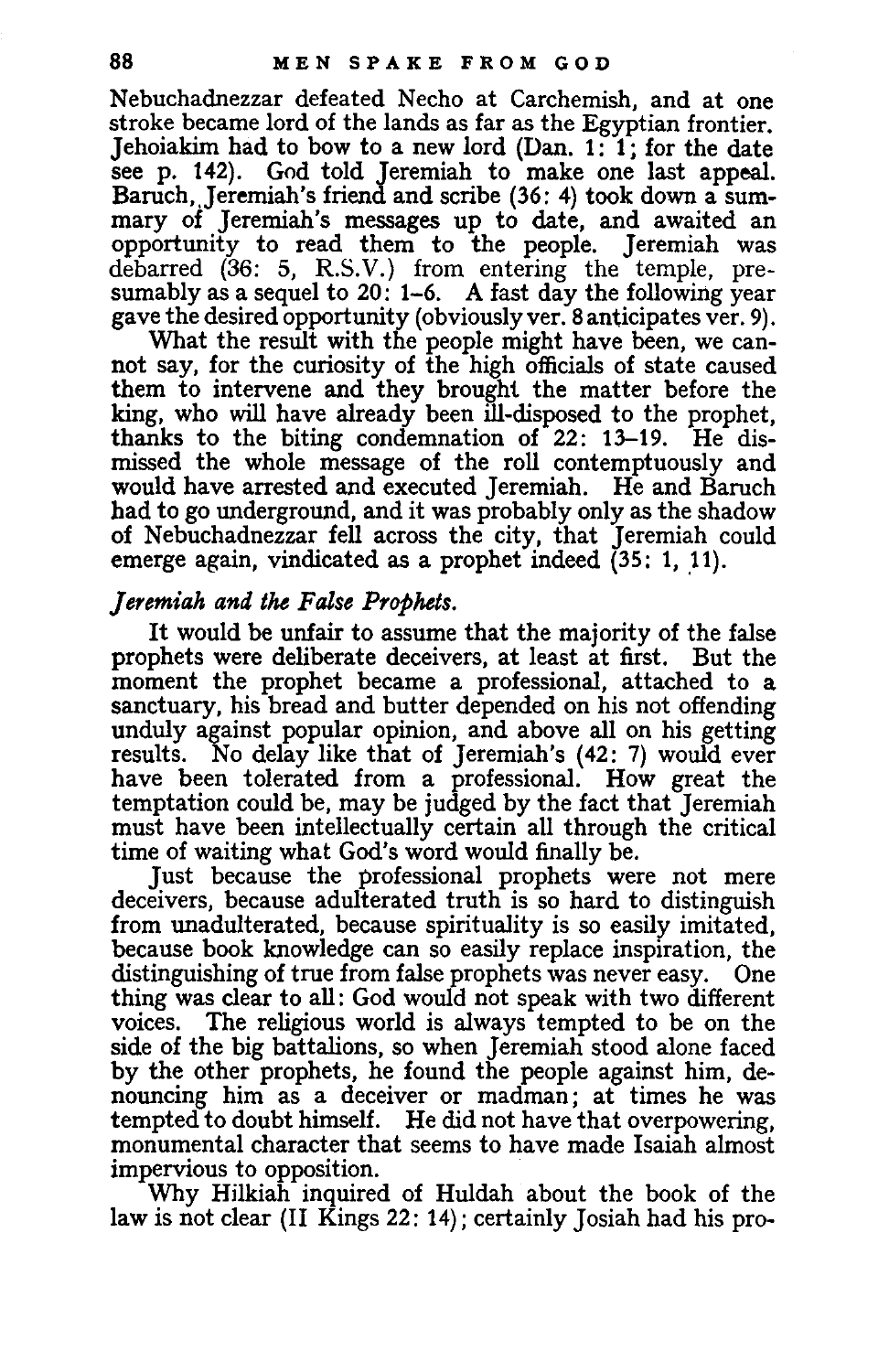Nebuchadnezzar defeated Necho at Carchemish, and at one stroke became lord of the lands as far as the Egyptian frontier. Jehoiakim had to bow to a new lord (Dan. 1: 1; for the date see p. 142). God told Jeremiah to make one last appeal. Baruch, Jeremiah's friend and scribe (36: 4) took down a summary of Jeremiah's messages up to date, and awaited an opportunity to read them to the people. Jeremiah was debarred (36: 5, R.S.V.) from entering the temple, presumably as a sequel to 20: 1–6. A fast day the following year gave the desired opportunity (obviously ver. 8 anticipates ver. 9).

What the result with the people might have been, we cannot say, for the curiosity of the high officials of state caused them to intervene and they brought the matter before the king, who will have already been ill-disposed to the prophet, thanks to the biting condemnation of 22: 13–19. He dismissed the whole message of the roll contemptuously and would have arrested and executed Jeremiah. He and Baruch had to go underground, and it was probably only as the shadow of Nebuchadnezzar fell across the city, that Jeremiah could emerge again, vindicated as a prophet indeed (35: 1, 11).

### *Jeremiah and the False Prophets.*

It would be unfair to assume that the majority of the false prophets were deliberate deceivers, at least at first. But the moment the prophet became a professional, attached to a sanctuary, his bread and butter depended on his not offending unduly against popular opinion, and above all on his getting results. No delay like that of Jeremiah's (42: 7) would ever have been tolerated from a professional. How great the temptation could be, may be judged by the fact that Jeremiah must have been intellectually certain all through the critical time of waiting what God's word would finally be.

Just because the professional prophets were not mere deceivers, because adulterated truth is so hard to distinguish from unadulterated, because spirituality is so easily imitated, because book knowledge can so easily replace inspiration, the distinguishing of true from false prophets was never easy. One thing was clear to all: God would not speak with two different voices. The religious world is always tempted to be on the side of the big battalions, so when Jeremiah stood alone faced by the other prophets, he found the people against him, denouncing him as a deceiver or madman; at times he was tempted to doubt himself. He did not have that overpowering, monumental character that seems to have made Isaiah almost impervious to opposition.

Why Hilkiah inquired of Huldah about the book of the law is not clear (II Kings 22: 14); certainly Josiah had his pro-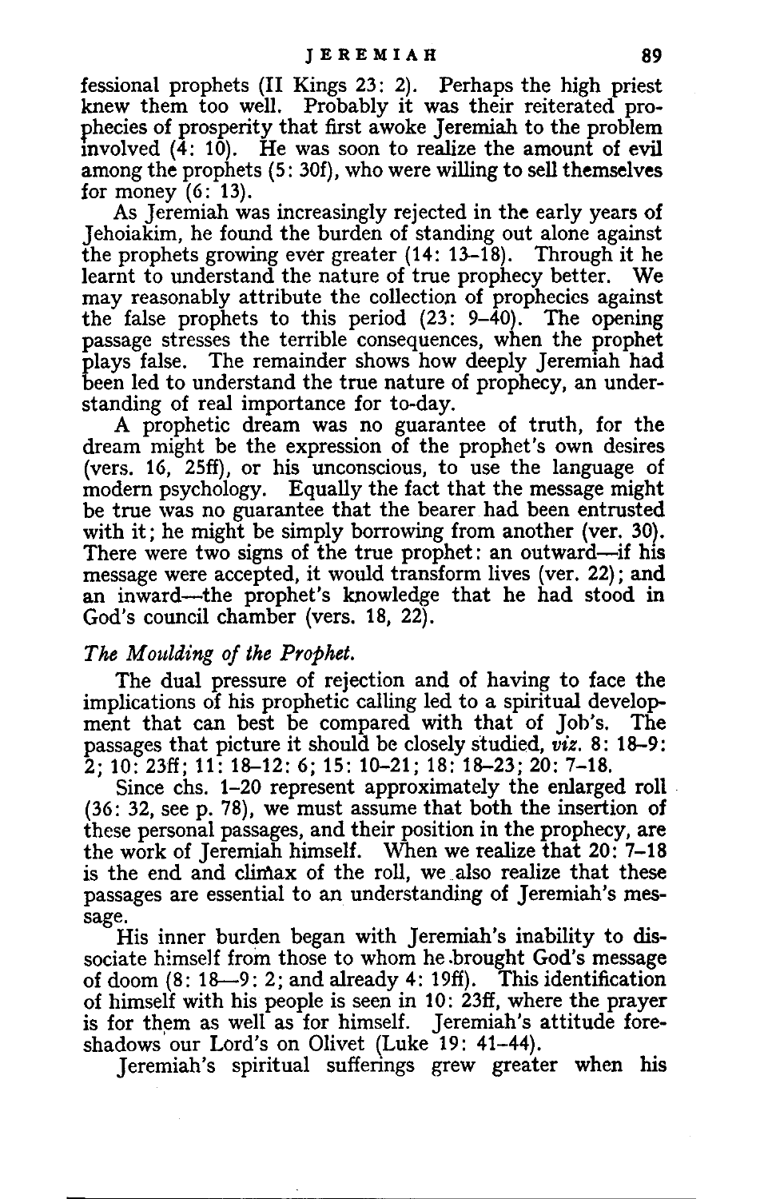fessional prophets (II Kings 23: 2). Perhaps the high priest knew them too well. Probably it was their reiterated prophecies of prosperity that first awoke Jeremiah to the problem involved (4: 10). He was soon to realize the amount of evil among the prophets (5: 30f), who were willing to sell themselves for money (6: 13).

As Jeremiah was increasingly rejected in the early years of Jehoiakim, he found the burden of standing out alone against the prophets growing ever greater (14: 13–18). Through it he learnt to understand the nature of true prophecy better. We may reasonably attribute the collection of prophecies against the false prophets to this period (23: 9–40). The opening passage stresses the terrible consequences, when the prophet plays false. The remainder shows how deeply Jeremiah had been led to understand the true nature of prophecy, an understanding of real importance for to-day.

A prophetic dream was no guarantee of truth, for the dream might be the expression of the prophet's own desires (vers. 16, 25ff), or his unconscious, to use the language of modern psychology. Equally the fact that the message might be true was no guarantee that the bearer had been entrusted with it; he might be simply borrowing from another (ver. 30). There were two signs of the true prophet: an outward—if his message were accepted, it would transform lives (ver. 22); and an inward—the prophet's knowledge that he had stood in God's council chamber (vers. 18, 22).

### *The Moulding of the Prophet.*

The dual pressure of rejection and of having to face the implications of his prophetic calling led to a spiritual development that can best be compared with that of Job's. The passages that picture it should be closely studied, *viz.* 8: 18–9: 2; 10: 23ff; 11: 18–12: 6; 15: 10–21; 18: 18–23; 20: 7–18.

Since chs. 1–20 represent approximately the enlarged roll (36: 32, see p. 78), we must assume that both the insertion of these personal passages, and their position in the prophecy, are the work of Jeremiah himself. When we realize that 20: 7–18 is the end and climax of the roll, we also realize that these passages are essential to an understanding of Jeremiah's message.

His inner burden began with Jeremiah's inability to dissociate himself from those to whom he brought God's message of doom (8: 18—9: 2; and already 4: 19ff). This identification of himself with his people is seen in 10: 23ff, where the prayer is for them as well as for himself. Jeremiah's attitude foreshadows our Lord's on Olivet (Luke 19: 41–44).

Jeremiah's spiritual sufferings grew greater when his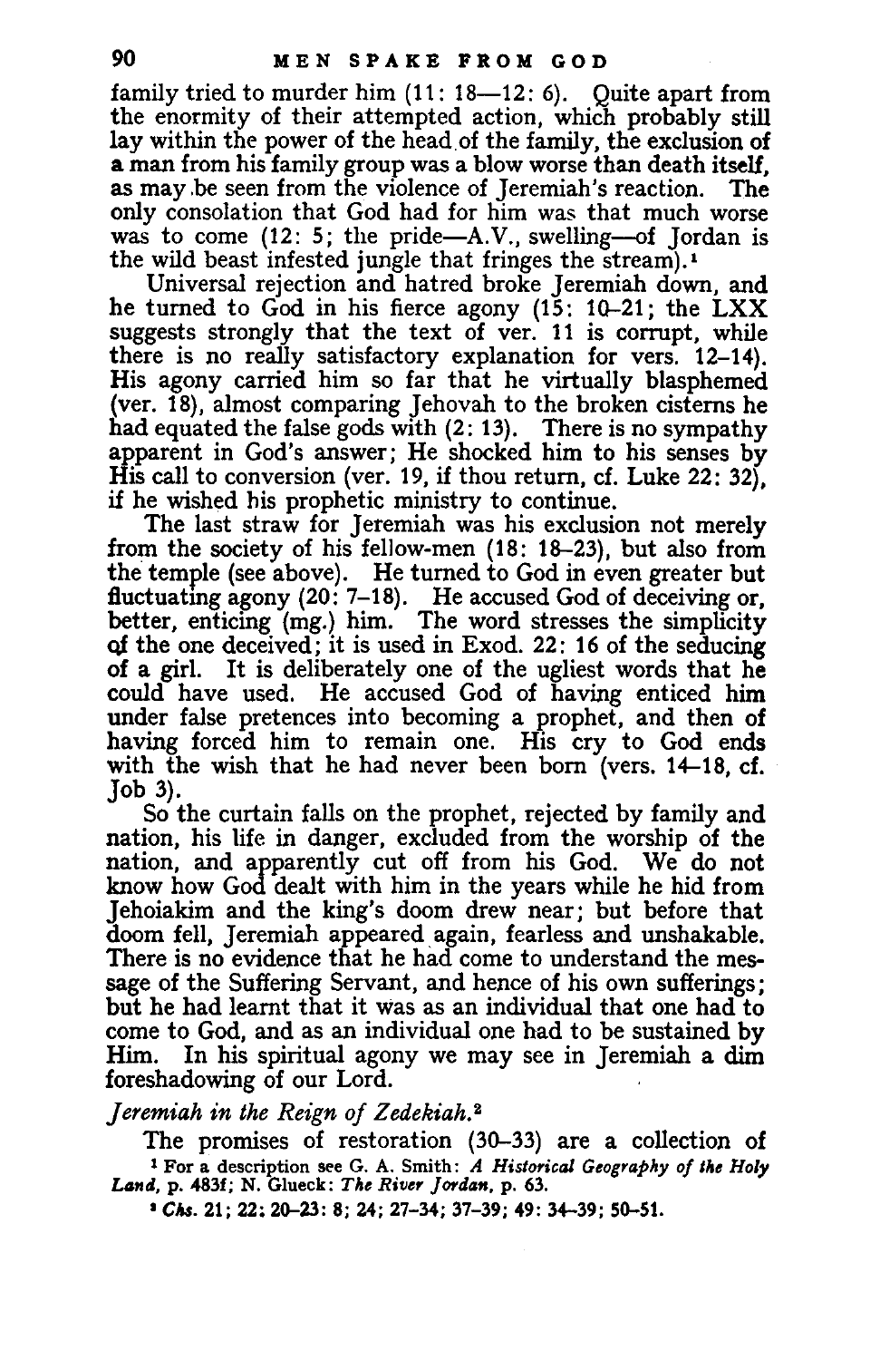family tried to murder him (11: 18—12: 6). Quite apart from the enormity of their attempted action, which probably still lay within the power of the head of the family, the exclusion of a man from his family group was a blow worse than death itself, as may be seen from the violence of Jeremiah's reaction. The only consolation that God had for him was that much worse was to come (12: 5; the pride—A.V., swelling—of Jordan is the wild beast infested jungle that fringes the stream).[1]

Universal rejection and hatred broke Jeremiah down, and he turned to God in his fierce agony (15: 10–21; the LXX suggests strongly that the text of ver. 11 is corrupt, while there is no really satisfactory explanation for vers. 12–14). His agony carried him so far that he virtually blasphemed (ver. 18), almost comparing Jehovah to the broken cisterns he had equated the false gods with (2: 13). There is no sympathy apparent in God's answer; He shocked him to his senses by His call to conversion (ver. 19, if thou return, cf. Luke 22: 32), if he wished his prophetic ministry to continue.

The last straw for Jeremiah was his exclusion not merely from the society of his fellow-men (18: 18–23), but also from the temple (see above). He turned to God in even greater but fluctuating agony (20: 7–18). He accused God of deceiving or, better, enticing (mg.) him. The word stresses the simplicity of the one deceived; it is used in Exod. 22: 16 of the seducing of a girl. It is deliberately one of the ugliest words that he could have used. He accused God of having enticed him under false pretences into becoming a prophet, and then of having forced him to remain one. His cry to God ends with the wish that he had never been born (vers. 14–18, cf. Job 3).

So the curtain falls on the prophet, rejected by family and nation, his life in danger, excluded from the worship of the nation, and apparently cut off from his God. We do not know how God dealt with him in the years while he hid from Jehoiakim and the king's doom drew near; but before that doom fell, Jeremiah appeared again, fearless and unshakable. There is no evidence that he had come to understand the message of the Suffering Servant, and hence of his own sufferings; but he had learnt that it was as an individual that one had to come to God, and as an individual one had to be sustained by Him. In his spiritual agony we may see in Jeremiah a dim foreshadowing of our Lord.

*Jeremiah in the Reign of Zedekiah.*[2]

The promises of restoration (30–33) are a collection of

[1] For a description see G. A. Smith: *A Historical Geography of the Holy Land*, p. 483f; N. Glueck: *The River Jordan*, p. 63.

[2] *Chs.* 21; 22: 20–23: 8; 24; 27–34; 37–39; 49: 34–39; 50–51.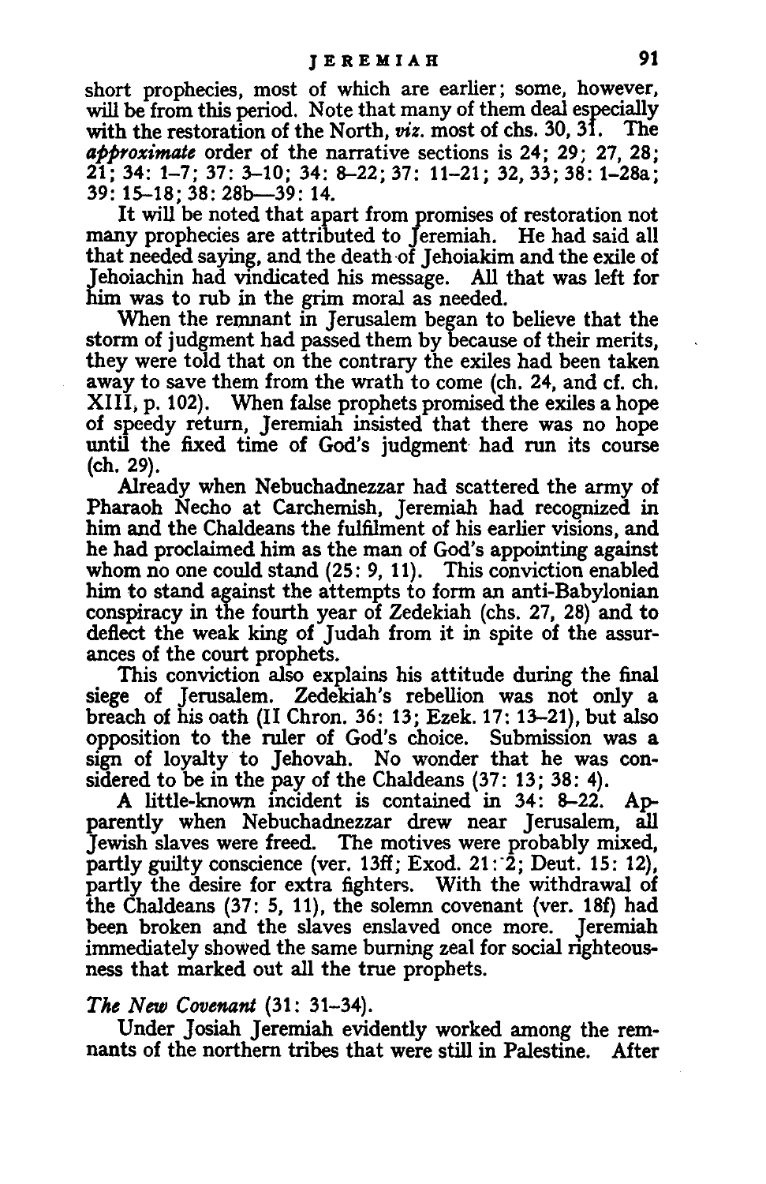short prophecies, most of which are earlier; some, however, will be from this period. Note that many of them deal especially with the restoration of the North, *viz.* most of chs. 30, 31. The *approximate* order of the narrative sections is 24; 29; 27, 28; 21; 34: 1–7; 37: 3–10; 34: 8–22; 37: 11–21; 32, 33; 38: 1–28a; 39: 15–18; 38: 28b—39: 14.

It will be noted that apart from promises of restoration not many prophecies are attributed to Jeremiah. He had said all that needed saying, and the death of Jehoiakim and the exile of Jehoiachin had vindicated his message. All that was left for him was to rub in the grim moral as needed.

When the remnant in Jerusalem began to believe that the storm of judgment had passed them by because of their merits, they were told that on the contrary the exiles had been taken away to save them from the wrath to come (ch. 24, and cf. ch. XIII, p. 102). When false prophets promised the exiles a hope of speedy return, Jeremiah insisted that there was no hope until the fixed time of God's judgment had run its course (ch. 29).

Already when Nebuchadnezzar had scattered the army of Pharaoh Necho at Carchemish, Jeremiah had recognized in him and the Chaldeans the fulfilment of his earlier visions, and he had proclaimed him as the man of God's appointing against whom no one could stand (25: 9, 11). This conviction enabled him to stand against the attempts to form an anti-Babylonian conspiracy in the fourth year of Zedekiah (chs. 27, 28) and to deflect the weak king of Judah from it in spite of the assurances of the court prophets.

This conviction also explains his attitude during the final siege of Jerusalem. Zedekiah's rebellion was not only a breach of his oath (II Chron. 36: 13; Ezek. 17: 13–21), but also opposition to the ruler of God's choice. Submission was a sign of loyalty to Jehovah. No wonder that he was considered to be in the pay of the Chaldeans (37: 13; 38: 4).

A little-known incident is contained in 34: 8–22. Apparently when Nebuchadnezzar drew near Jerusalem, all Jewish slaves were freed. The motives were probably mixed, partly guilty conscience (ver. 13ff; Exod. 21: 2; Deut. 15: 12), partly the desire for extra fighters. With the withdrawal of the Chaldeans (37: 5, 11), the solemn covenant (ver. 18f) had been broken and the slaves enslaved once more. Jeremiah immediately showed the same burning zeal for social righteousness that marked out all the true prophets.

*The New Covenant* (31: 31–34).

Under Josiah Jeremiah evidently worked among the remnants of the northern tribes that were still in Palestine. After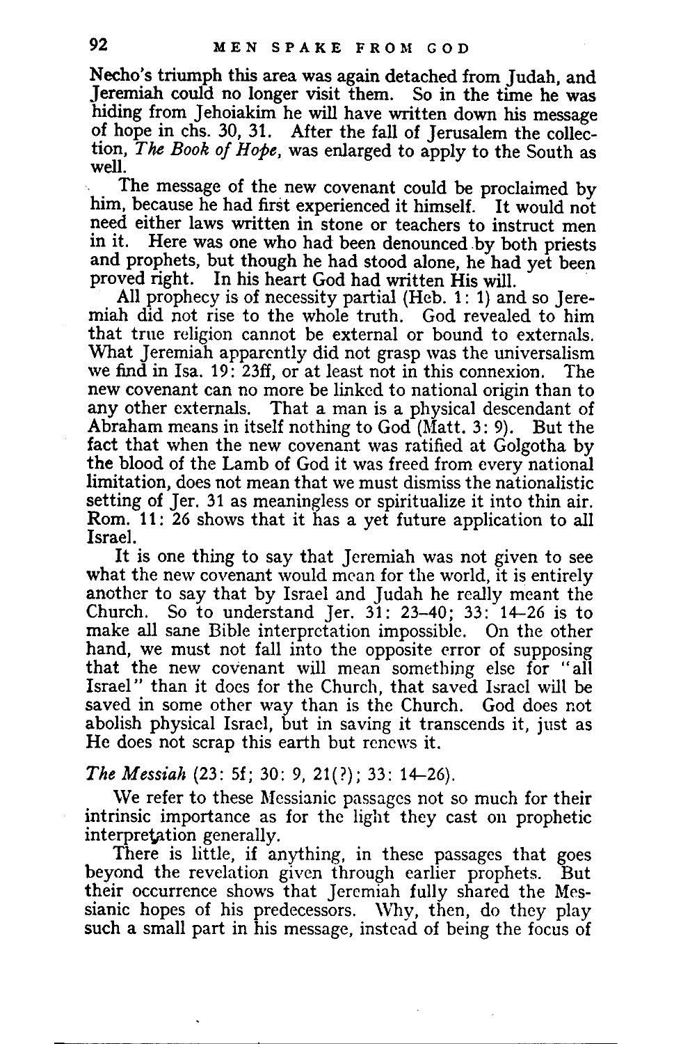Necho's triumph this area was again detached from Judah, and Jeremiah could no longer visit them. So in the time he was hiding from Jehoiakim he will have written down his message of hope in chs. 30, 31. After the fall of Jerusalem the collection, *The Book of Hope*, was enlarged to apply to the South as well.

The message of the new covenant could be proclaimed by him, because he had first experienced it himself. It would not need either laws written in stone or teachers to instruct men in it. Here was one who had been denounced by both priests and prophets, but though he had stood alone, he had yet been proved right. In his heart God had written His will.

All prophecy is of necessity partial (Heb. 1: 1) and so Jeremiah did not rise to the whole truth. God revealed to him that true religion cannot be external or bound to externals. What Jeremiah apparently did not grasp was the universalism we find in Isa. 19: 23ff, or at least not in this connexion. The new covenant can no more be linked to national origin than to any other externals. That a man is a physical descendant of Abraham means in itself nothing to God (Matt. 3: 9). But the fact that when the new covenant was ratified at Golgotha by the blood of the Lamb of God it was freed from every national limitation, does not mean that we must dismiss the nationalistic setting of Jer. 31 as meaningless or spiritualize it into thin air. Rom. 11: 26 shows that it has a yet future application to all Israel.

It is one thing to say that Jeremiah was not given to see what the new covenant would mean for the world, it is entirely another to say that by Israel and Judah he really meant the Church. So to understand Jer. 31: 23–40; 33: 14–26 is to make all sane Bible interpretation impossible. On the other hand, we must not fall into the opposite error of supposing that the new covenant will mean something else for "all Israel" than it does for the Church, that saved Israel will be saved in some other way than is the Church. God does not abolish physical Israel, but in saving it transcends it, just as He does not scrap this earth but renews it.

*The Messiah* (23: 5f; 30: 9, 21(?); 33: 14–26).

We refer to these Messianic passages not so much for their intrinsic importance as for the light they cast on prophetic interpretation generally.

There is little, if anything, in these passages that goes beyond the revelation given through earlier prophets. But their occurrence shows that Jeremiah fully shared the Messianic hopes of his predecessors. Why, then, do they play such a small part in his message, instead of being the focus of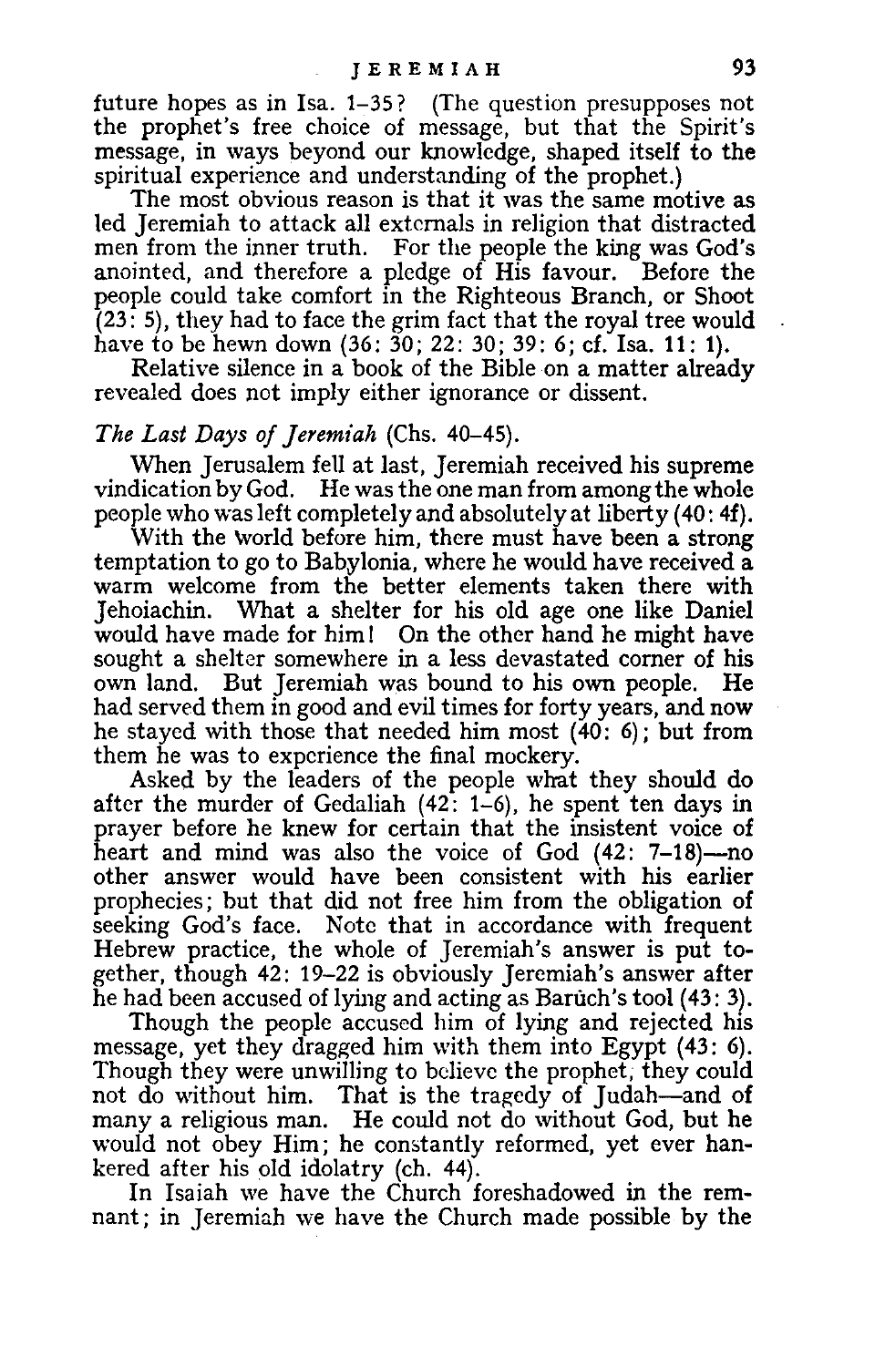future hopes as in Isa. 1–35? (The question presupposes not the prophet's free choice of message, but that the Spirit's message, in ways beyond our knowledge, shaped itself to the spiritual experience and understanding of the prophet.)

The most obvious reason is that it was the same motive as led Jeremiah to attack all externals in religion that distracted men from the inner truth. For the people the king was God's anointed, and therefore a pledge of His favour. Before the people could take comfort in the Righteous Branch, or Shoot (23: 5), they had to face the grim fact that the royal tree would have to be hewn down (36: 30; 22: 30; 39: 6; cf. Isa. 11: 1).

Relative silence in a book of the Bible on a matter already revealed does not imply either ignorance or dissent.

*The Last Days of Jeremiah* (Chs. 40–45).

When Jerusalem fell at last, Jeremiah received his supreme vindication by God. He was the one man from among the whole people who was left completely and absolutely at liberty (40: 4f).

With the world before him, there must have been a strong temptation to go to Babylonia, where he would have received a warm welcome from the better elements taken there with Jehoiachin. What a shelter for his old age one like Daniel would have made for him! On the other hand he might have sought a shelter somewhere in a less devastated corner of his own land. But Jeremiah was bound to his own people. He had served them in good and evil times for forty years, and now he stayed with those that needed him most (40: 6); but from them he was to experience the final mockery.

Asked by the leaders of the people what they should do after the murder of Gedaliah (42: 1–6), he spent ten days in prayer before he knew for certain that the insistent voice of heart and mind was also the voice of God (42: 7–18)—no other answer would have been consistent with his earlier prophecies; but that did not free him from the obligation of seeking God's face. Note that in accordance with frequent Hebrew practice, the whole of Jeremiah's answer is put together, though 42: 19–22 is obviously Jeremiah's answer after he had been accused of lying and acting as Barûch's tool (43: 3).

Though the people accused him of lying and rejected his message, yet they dragged him with them into Egypt (43: 6). Though they were unwilling to believe the prophet, they could not do without him. That is the tragedy of Judah—and of many a religious man. He could not do without God, but he would not obey Him; he constantly reformed, yet ever hankered after his old idolatry (ch. 44).

In Isaiah we have the Church foreshadowed in the remnant; in Jeremiah we have the Church made possible by the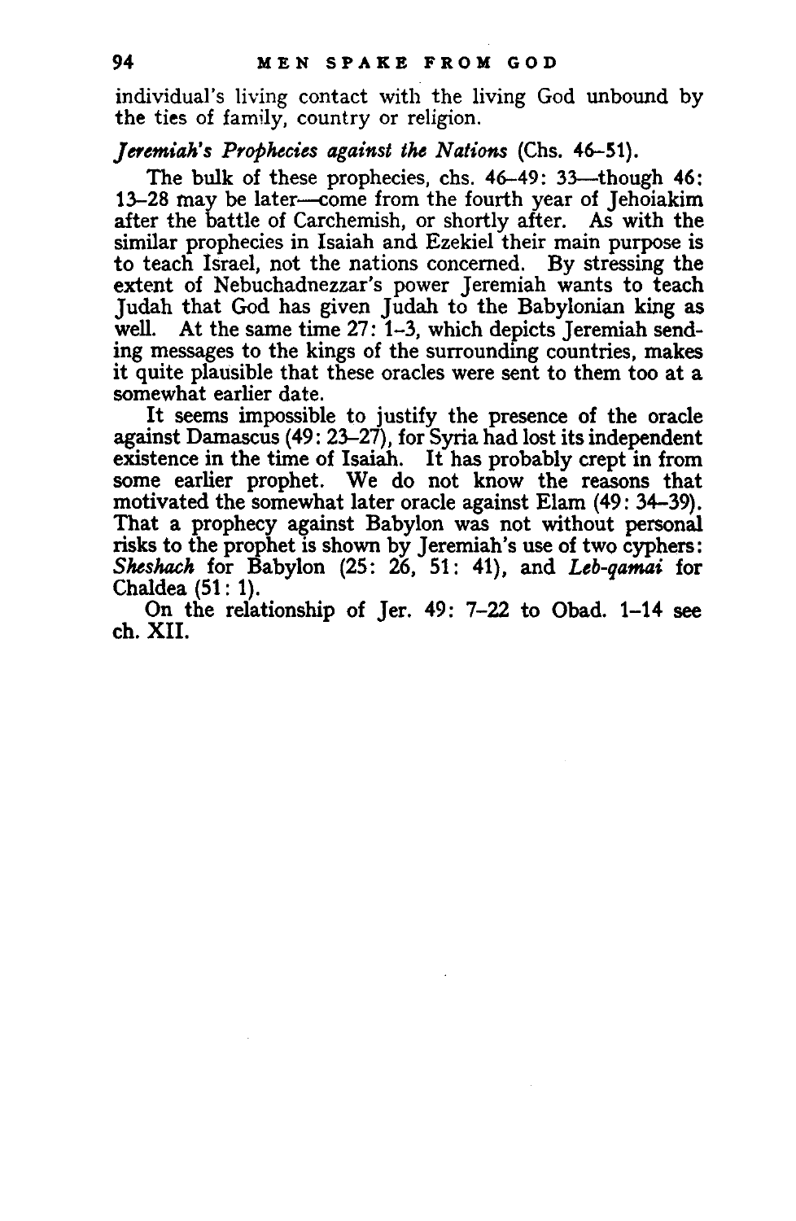individual's living contact with the living God unbound by the ties of family, country or religion.

*Jeremiah's Prophecies against the Nations* (Chs. 46–51).

The bulk of these prophecies, chs. 46–49: 33—though 46: 13–28 may be later—come from the fourth year of Jehoiakim after the battle of Carchemish, or shortly after. As with the similar prophecies in Isaiah and Ezekiel their main purpose is to teach Israel, not the nations concerned. By stressing the extent of Nebuchadnezzar's power Jeremiah wants to teach Judah that God has given Judah to the Babylonian king as well. At the same time 27: 1–3, which depicts Jeremiah sending messages to the kings of the surrounding countries, makes it quite plausible that these oracles were sent to them too at a somewhat earlier date.

It seems impossible to justify the presence of the oracle against Damascus (49: 23–27), for Syria had lost its independent existence in the time of Isaiah. It has probably crept in from some earlier prophet. We do not know the reasons that motivated the somewhat later oracle against Elam (49: 34–39). That a prophecy against Babylon was not without personal risks to the prophet is shown by Jeremiah's use of two cyphers: *Sheshach* for Babylon (25: 26, 51: 41), and *Leb-qamai* for Chaldea (51: 1).

On the relationship of Jer. 49: 7–22 to Obad. 1–14 see ch. XII.